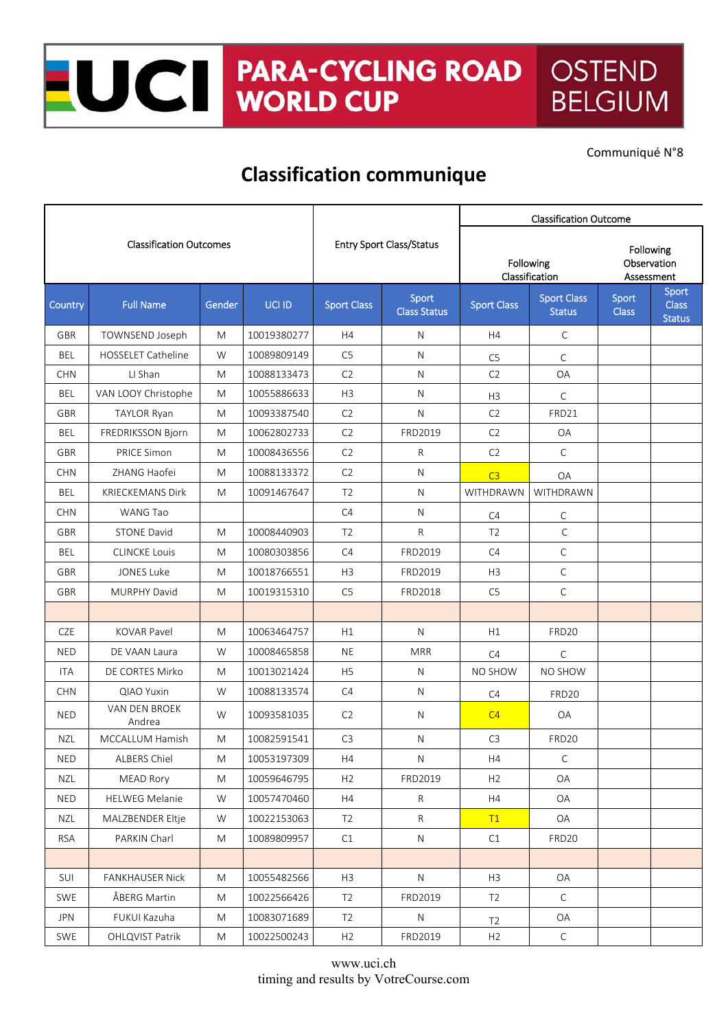# UCI PARA-CYCLING ROAD WORLD CUP OSTEND BELGIUM

Communiqué N°8

## Classification communique

| Classification Outcomes | | | | Entry Sport Class/Status | | Classification Outcome | | | |
|---|---|---|---|---|---|---|---|---|---|
| | | | | | | Following Classification | | Following Observation Assessment | |
| Country | Full Name | Gender | UCI ID | Sport Class | Sport Class Status | Sport Class | Sport Class Status | Sport Class | Sport Class Status |
| GBR | TOWNSEND Joseph | M | 10019380277 | H4 | N | H4 | C | | |
| BEL | HOSSELET Catheline | W | 10089809149 | C5 | N | C5 | C | | |
| CHN | LI Shan | M | 10088133473 | C2 | N | C2 | OA | | |
| BEL | VAN LOOY Christophe | M | 10055886633 | H3 | N | H3 | C | | |
| GBR | TAYLOR Ryan | M | 10093387540 | C2 | N | C2 | FRD21 | | |
| BEL | FREDRIKSSON Bjorn | M | 10062802733 | C2 | FRD2019 | C2 | OA | | |
| GBR | PRICE Simon | M | 10008436556 | C2 | R | C2 | C | | |
| CHN | ZHANG Haofei | M | 10088133372 | C2 | N | C3 | OA | | |
| BEL | KRIECKEMANS Dirk | M | 10091467647 | T2 | N | WITHDRAWN | WITHDRAWN | | |
| CHN | WANG Tao | | | C4 | N | C4 | C | | |
| GBR | STONE David | M | 10008440903 | T2 | R | T2 | C | | |
| BEL | CLINCKE Louis | M | 10080303856 | C4 | FRD2019 | C4 | C | | |
| GBR | JONES Luke | M | 10018766551 | H3 | FRD2019 | H3 | C | | |
| GBR | MURPHY David | M | 10019315310 | C5 | FRD2018 | C5 | C | | |
| | | | | | | | | | |
| CZE | KOVAR Pavel | M | 10063464757 | H1 | N | H1 | FRD20 | | |
| NED | DE VAAN Laura | W | 10008465858 | NE | MRR | C4 | C | | |
| ITA | DE CORTES Mirko | M | 10013021424 | H5 | N | NO SHOW | NO SHOW | | |
| CHN | QIAO Yuxin | W | 10088133574 | C4 | N | C4 | FRD20 | | |
| NED | VAN DEN BROEK Andrea | W | 10093581035 | C2 | N | C4 | OA | | |
| NZL | MCCALLUM Hamish | M | 10082591541 | C3 | N | C3 | FRD20 | | |
| NED | ALBERS Chiel | M | 10053197309 | H4 | N | H4 | C | | |
| NZL | MEAD Rory | M | 10059646795 | H2 | FRD2019 | H2 | OA | | |
| NED | HELWEG Melanie | W | 10057470460 | H4 | R | H4 | OA | | |
| NZL | MALZBENDER Eltje | W | 10022153063 | T2 | R | T1 | OA | | |
| RSA | PARKIN Charl | M | 10089809957 | C1 | N | C1 | FRD20 | | |
| | | | | | | | | | |
| SUI | FANKHAUSER Nick | M | 10055482566 | H3 | N | H3 | OA | | |
| SWE | ÅBERG Martin | M | 10022566426 | T2 | FRD2019 | T2 | C | | |
| JPN | FUKUI Kazuha | M | 10083071689 | T2 | N | T2 | OA | | |
| SWE | OHLQVIST Patrik | M | 10022500243 | H2 | FRD2019 | H2 | C | | |

www.uci.ch
timing and results by VotreCourse.com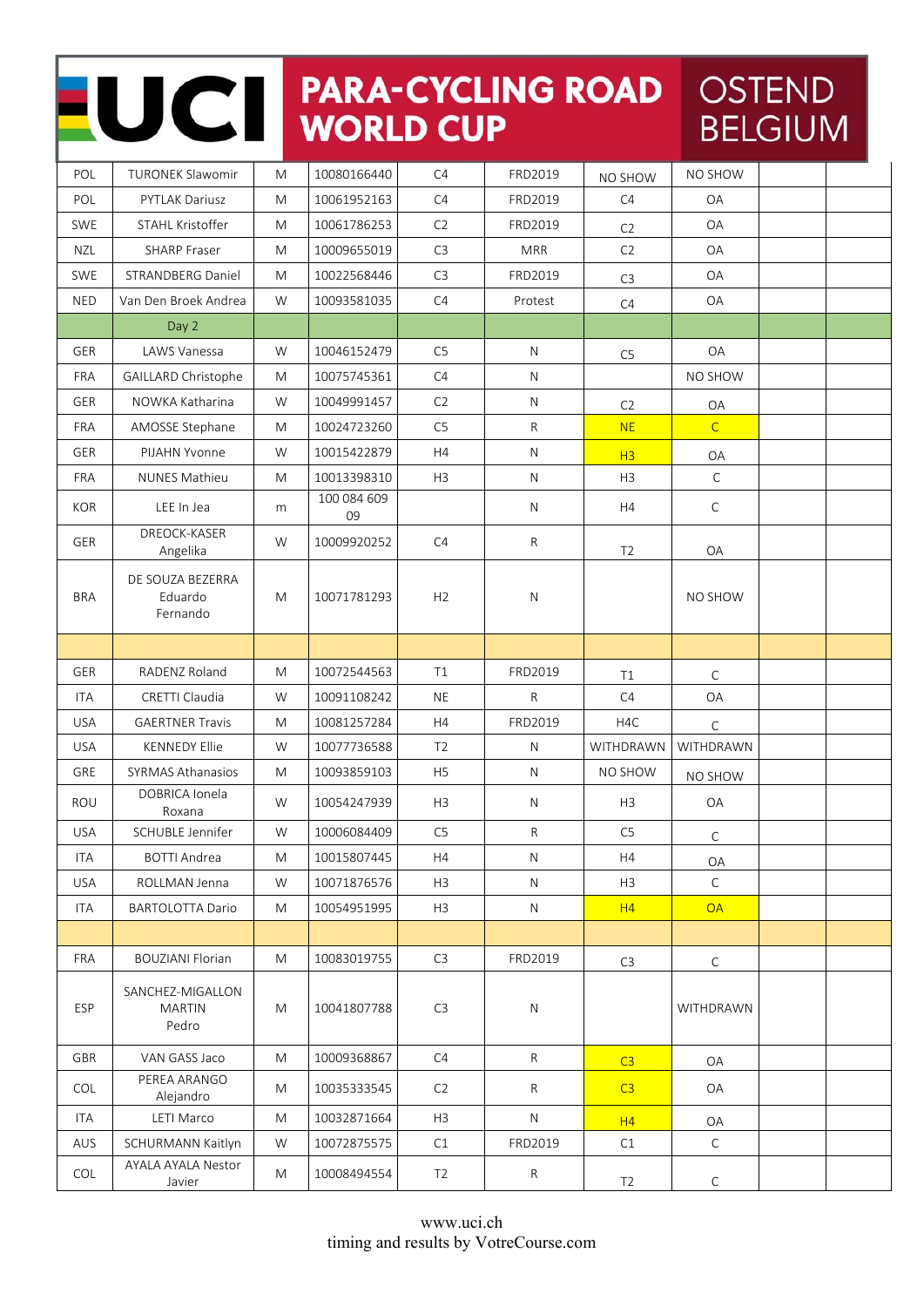# UCI PARA-CYCLING ROAD WORLD CUP OSTEND BELGIUM

| | | | | | | | | | |
|---|---|---|---|---|---|---|---|---|---|
| POL | TURONEK Slawomir | M | 10080166440 | C4 | FRD2019 | NO SHOW | NO SHOW | | |
| POL | PYTLAK Dariusz | M | 10061952163 | C4 | FRD2019 | C4 | OA | | |
| SWE | STAHL Kristoffer | M | 10061786253 | C2 | FRD2019 | C2 | OA | | |
| NZL | SHARP Fraser | M | 10009655019 | C3 | MRR | C2 | OA | | |
| SWE | STRANDBERG Daniel | M | 10022568446 | C3 | FRD2019 | C3 | OA | | |
| NED | Van Den Broek Andrea | W | 10093581035 | C4 | Protest | C4 | OA | | |
| | Day 2 | | | | | | | | |
| GER | LAWS Vanessa | W | 10046152479 | C5 | N | C5 | OA | | |
| FRA | GAILLARD Christophe | M | 10075745361 | C4 | N | | NO SHOW | | |
| GER | NOWKA Katharina | W | 10049991457 | C2 | N | C2 | OA | | |
| FRA | AMOSSE Stephane | M | 10024723260 | C5 | R | NE | C | | |
| GER | PIJAHN Yvonne | W | 10015422879 | H4 | N | H3 | OA | | |
| FRA | NUNES Mathieu | M | 10013398310 | H3 | N | H3 | C | | |
| KOR | LEE In Jea | m | 100 084 609 09 | | N | H4 | C | | |
| GER | DREOCK-KASER Angelika | W | 10009920252 | C4 | R | T2 | OA | | |
| BRA | DE SOUZA BEZERRA Eduardo Fernando | M | 10071781293 | H2 | N | | NO SHOW | | |
| | | | | | | | | | |
| GER | RADENZ Roland | M | 10072544563 | T1 | FRD2019 | T1 | C | | |
| ITA | CRETTI Claudia | W | 10091108242 | NE | R | C4 | OA | | |
| USA | GAERTNER Travis | M | 10081257284 | H4 | FRD2019 | H4C | C | | |
| USA | KENNEDY Ellie | W | 10077736588 | T2 | N | WITHDRAWN | WITHDRAWN | | |
| GRE | SYRMAS Athanasios | M | 10093859103 | H5 | N | NO SHOW | NO SHOW | | |
| ROU | DOBRICA Ionela Roxana | W | 10054247939 | H3 | N | H3 | OA | | |
| USA | SCHUBLE Jennifer | W | 10006084409 | C5 | R | C5 | C | | |
| ITA | BOTTI Andrea | M | 10015807445 | H4 | N | H4 | OA | | |
| USA | ROLLMAN Jenna | W | 10071876576 | H3 | N | H3 | C | | |
| ITA | BARTOLOTTA Dario | M | 10054951995 | H3 | N | H4 | OA | | |
| | | | | | | | | | |
| FRA | BOUZIANI Florian | M | 10083019755 | C3 | FRD2019 | C3 | C | | |
| ESP | SANCHEZ-MIGALLON MARTIN Pedro | M | 10041807788 | C3 | N | | WITHDRAWN | | |
| GBR | VAN GASS Jaco | M | 10009368867 | C4 | R | C3 | OA | | |
| COL | PEREA ARANGO Alejandro | M | 10035333545 | C2 | R | C3 | OA | | |
| ITA | LETI Marco | M | 10032871664 | H3 | N | H4 | OA | | |
| AUS | SCHURMANN Kaitlyn | W | 10072875575 | C1 | FRD2019 | C1 | C | | |
| COL | AYALA AYALA Nestor Javier | M | 10008494554 | T2 | R | T2 | C | | |

www.uci.ch
timing and results by VotreCourse.com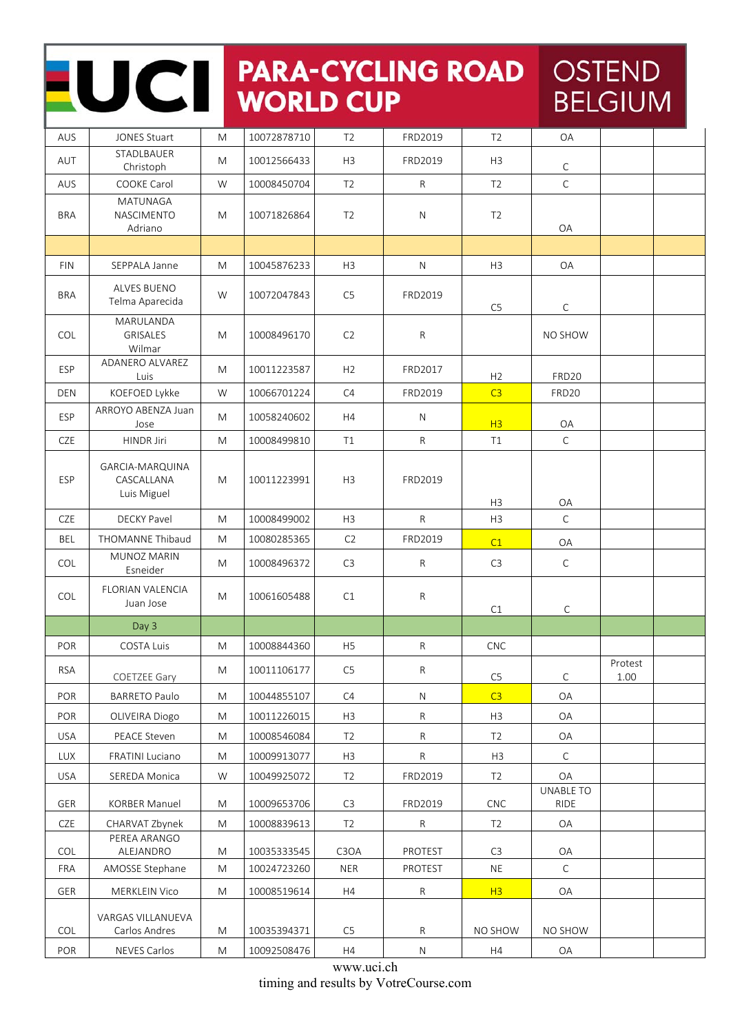# UCI PARA-CYCLING ROAD WORLD CUP — OSTEND BELGIUM

| | | | | | | | | | |
|---|---|---|---|---|---|---|---|---|---|
| AUS | JONES Stuart | M | 10072878710 | T2 | FRD2019 | T2 | OA | | |
| AUT | STADLBAUER Christoph | M | 10012566433 | H3 | FRD2019 | H3 | C | | |
| AUS | COOKE Carol | W | 10008450704 | T2 | R | T2 | C | | |
| BRA | MATUNAGA NASCIMENTO Adriano | M | 10071826864 | T2 | N | T2 | OA | | |
| | | | | | | | | | |
| FIN | SEPPALA Janne | M | 10045876233 | H3 | N | H3 | OA | | |
| BRA | ALVES BUENO Telma Aparecida | W | 10072047843 | C5 | FRD2019 | C5 | C | | |
| COL | MARULANDA GRISALES Wilmar | M | 10008496170 | C2 | R | | NO SHOW | | |
| ESP | ADANERO ALVAREZ Luis | M | 10011223587 | H2 | FRD2017 | H2 | FRD20 | | |
| DEN | KOEFOED Lykke | W | 10066701224 | C4 | FRD2019 | C3 | FRD20 | | |
| ESP | ARROYO ABENZA Juan Jose | M | 10058240602 | H4 | N | H3 | OA | | |
| CZE | HINDR Jiri | M | 10008499810 | T1 | R | T1 | C | | |
| ESP | GARCIA-MARQUINA CASCALLANA Luis Miguel | M | 10011223991 | H3 | FRD2019 | H3 | OA | | |
| CZE | DECKY Pavel | M | 10008499002 | H3 | R | H3 | C | | |
| BEL | THOMANNE Thibaud | M | 10080285365 | C2 | FRD2019 | C1 | OA | | |
| COL | MUNOZ MARIN Esneider | M | 10008496372 | C3 | R | C3 | C | | |
| COL | FLORIAN VALENCIA Juan Jose | M | 10061605488 | C1 | R | C1 | C | | |
| | Day 3 | | | | | | | | |
| POR | COSTA Luis | M | 10008844360 | H5 | R | CNC | | | |
| RSA | COETZEE Gary | M | 10011106177 | C5 | R | C5 | C | Protest 1.00 | |
| POR | BARRETO Paulo | M | 10044855107 | C4 | N | C3 | OA | | |
| POR | OLIVEIRA Diogo | M | 10011226015 | H3 | R | H3 | OA | | |
| USA | PEACE Steven | M | 10008546084 | T2 | R | T2 | OA | | |
| LUX | FRATINI Luciano | M | 10009913077 | H3 | R | H3 | C | | |
| USA | SEREDA Monica | W | 10049925072 | T2 | FRD2019 | T2 | OA | | |
| GER | KORBER Manuel | M | 10009653706 | C3 | FRD2019 | CNC | UNABLE TO RIDE | | |
| CZE | CHARVAT Zbynek | M | 10008839613 | T2 | R | T2 | OA | | |
| COL | PEREA ARANGO ALEJANDRO | M | 10035333545 | C3OA | PROTEST | C3 | OA | | |
| FRA | AMOSSE Stephane | M | 10024723260 | NER | PROTEST | NE | C | | |
| GER | MERKLEIN Vico | M | 10008519614 | H4 | R | H3 | OA | | |
| COL | VARGAS VILLANUEVA Carlos Andres | M | 10035394371 | C5 | R | NO SHOW | NO SHOW | | |
| POR | NEVES Carlos | M | 10092508476 | H4 | N | H4 | OA | | |

www.uci.ch
timing and results by VotreCourse.com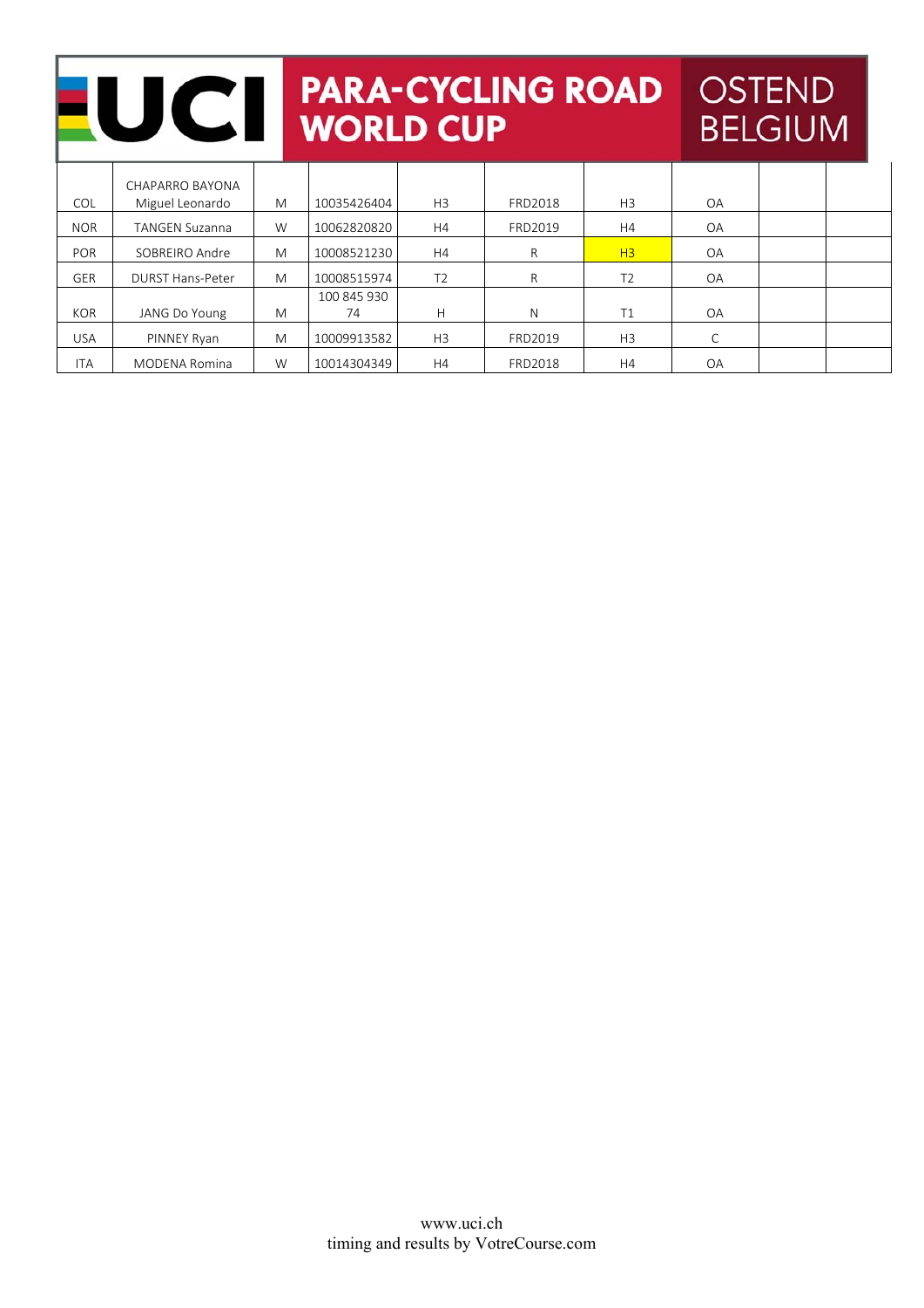# UCI PARA-CYCLING ROAD WORLD CUP OSTEND BELGIUM

| | | | | | | | | | |
|---|---|---|---|---|---|---|---|---|---|
| COL | CHAPARRO BAYONA Miguel Leonardo | M | 10035426404 | H3 | FRD2018 | H3 | OA | | |
| NOR | TANGEN Suzanna | W | 10062820820 | H4 | FRD2019 | H4 | OA | | |
| POR | SOBREIRO Andre | M | 10008521230 | H4 | R | H3 | OA | | |
| GER | DURST Hans-Peter | M | 10008515974 | T2 | R | T2 | OA | | |
| KOR | JANG Do Young | M | 100 845 930 74 | H | N | T1 | OA | | |
| USA | PINNEY Ryan | M | 10009913582 | H3 | FRD2019 | H3 | C | | |
| ITA | MODENA Romina | W | 10014304349 | H4 | FRD2018 | H4 | OA | | |

www.uci.ch
timing and results by VotreCourse.com